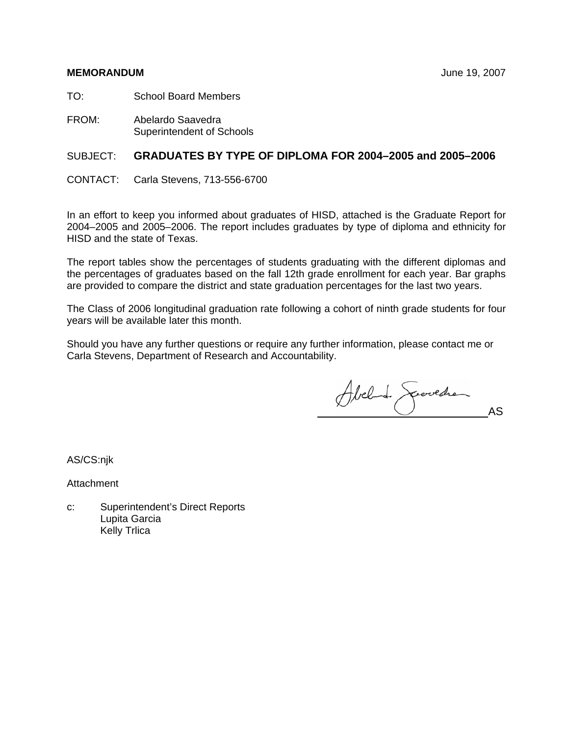**MEMORANDUM** June 19, 2007

TO: School Board Members

FROM: Abelardo Saavedra
Superintendent of Schools

SUBJECT: **GRADUATES BY TYPE OF DIPLOMA FOR 2004–2005 and 2005–2006**

CONTACT: Carla Stevens, 713-556-6700

In an effort to keep you informed about graduates of HISD, attached is the Graduate Report for 2004–2005 and 2005–2006. The report includes graduates by type of diploma and ethnicity for HISD and the state of Texas.

The report tables show the percentages of students graduating with the different diplomas and the percentages of graduates based on the fall 12th grade enrollment for each year. Bar graphs are provided to compare the district and state graduation percentages for the last two years.

The Class of 2006 longitudinal graduation rate following a cohort of ninth grade students for four years will be available later this month.

Should you have any further questions or require any further information, please contact me or Carla Stevens, Department of Research and Accountability.

AS

AS/CS:njk

Attachment

c: Superintendent's Direct Reports
Lupita Garcia
Kelly Trlica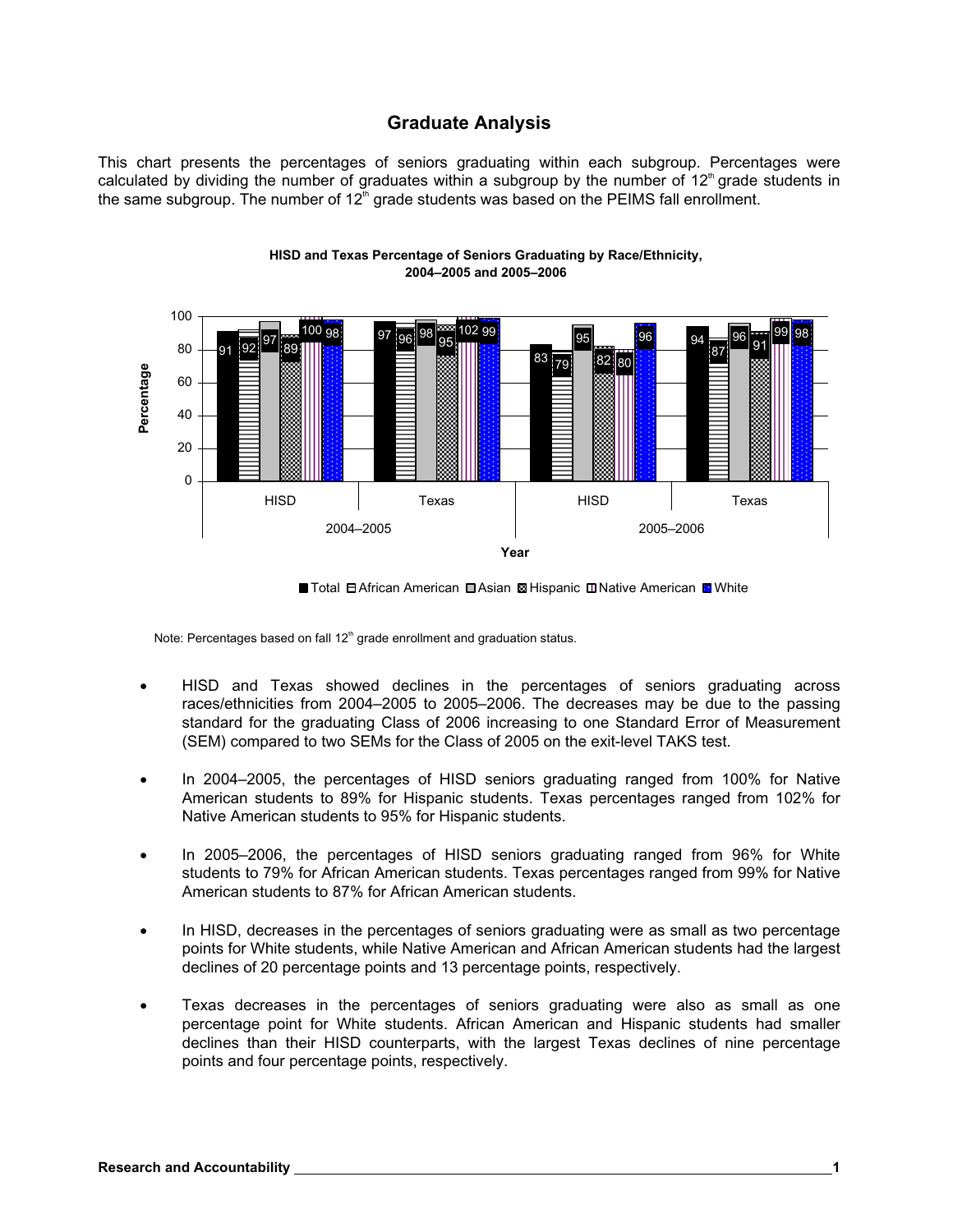# Graduate Analysis

This chart presents the percentages of seniors graduating within each subgroup. Percentages were calculated by dividing the number of graduates within a subgroup by the number of 12th grade students in the same subgroup. The number of 12th grade students was based on the PEIMS fall enrollment.

**HISD and Texas Percentage of Seniors Graduating by Race/Ethnicity, 2004–2005 and 2005–2006**

| Year | District | Total | African American | Asian | Hispanic | Native American | White |
|---|---|---|---|---|---|---|---|
| 2004–2005 | HISD | 91 | 92 | 97 | 89 | 100 | 98 |
| 2004–2005 | Texas | 97 | 96 | 98 | 95 | 102 | 99 |
| 2005–2006 | HISD | 83 | 79 | 95 | 82 | 80 | 96 |
| 2005–2006 | Texas | 94 | 87 | 96 | 91 | 99 | 98 |

Note: Percentages based on fall 12th grade enrollment and graduation status.

- HISD and Texas showed declines in the percentages of seniors graduating across races/ethnicities from 2004–2005 to 2005–2006. The decreases may be due to the passing standard for the graduating Class of 2006 increasing to one Standard Error of Measurement (SEM) compared to two SEMs for the Class of 2005 on the exit-level TAKS test.
- In 2004–2005, the percentages of HISD seniors graduating ranged from 100% for Native American students to 89% for Hispanic students. Texas percentages ranged from 102% for Native American students to 95% for Hispanic students.
- In 2005–2006, the percentages of HISD seniors graduating ranged from 96% for White students to 79% for African American students. Texas percentages ranged from 99% for Native American students to 87% for African American students.
- In HISD, decreases in the percentages of seniors graduating were as small as two percentage points for White students, while Native American and African American students had the largest declines of 20 percentage points and 13 percentage points, respectively.
- Texas decreases in the percentages of seniors graduating were also as small as one percentage point for White students. African American and Hispanic students had smaller declines than their HISD counterparts, with the largest Texas declines of nine percentage points and four percentage points, respectively.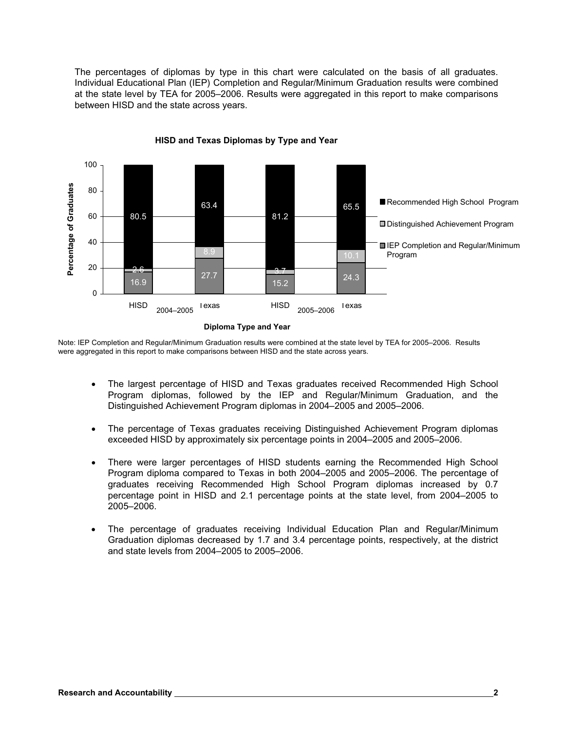The percentages of diplomas by type in this chart were calculated on the basis of all graduates. Individual Educational Plan (IEP) Completion and Regular/Minimum Graduation results were combined at the state level by TEA for 2005–2006. Results were aggregated in this report to make comparisons between HISD and the state across years.

**HISD and Texas Diplomas by Type and Year**

| Diploma Type and Year | Recommended High School Program | Distinguished Achievement Program | IEP Completion and Regular/Minimum Program |
|---|---|---|---|
| HISD 2004–2005 | 80.5 | 2.6 | 16.9 |
| Texas 2004–2005 | 63.4 | 8.9 | 27.7 |
| HISD 2005–2006 | 81.2 | 3.7 | 15.2 |
| Texas 2005–2006 | 65.5 | 10.1 | 24.3 |

Note: IEP Completion and Regular/Minimum Graduation results were combined at the state level by TEA for 2005–2006. Results were aggregated in this report to make comparisons between HISD and the state across years.

- The largest percentage of HISD and Texas graduates received Recommended High School Program diplomas, followed by the IEP and Regular/Minimum Graduation, and the Distinguished Achievement Program diplomas in 2004–2005 and 2005–2006.

- The percentage of Texas graduates receiving Distinguished Achievement Program diplomas exceeded HISD by approximately six percentage points in 2004–2005 and 2005–2006.

- There were larger percentages of HISD students earning the Recommended High School Program diploma compared to Texas in both 2004–2005 and 2005–2006. The percentage of graduates receiving Recommended High School Program diplomas increased by 0.7 percentage point in HISD and 2.1 percentage points at the state level, from 2004–2005 to 2005–2006.

- The percentage of graduates receiving Individual Education Plan and Regular/Minimum Graduation diplomas decreased by 1.7 and 3.4 percentage points, respectively, at the district and state levels from 2004–2005 to 2005–2006.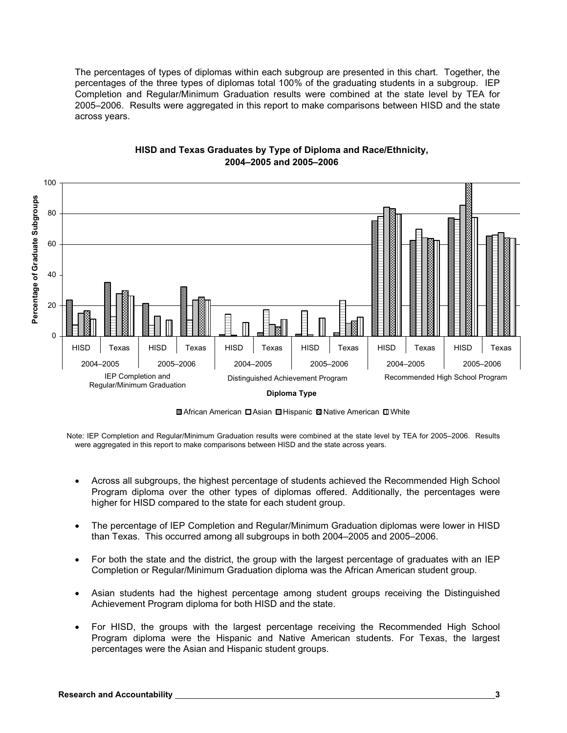The percentages of types of diplomas within each subgroup are presented in this chart. Together, the percentages of the three types of diplomas total 100% of the graduating students in a subgroup. IEP Completion and Regular/Minimum Graduation results were combined at the state level by TEA for 2005–2006. Results were aggregated in this report to make comparisons between HISD and the state across years.

**HISD and Texas Graduates by Type of Diploma and Race/Ethnicity, 2004–2005 and 2005–2006**

Note: IEP Completion and Regular/Minimum Graduation results were combined at the state level by TEA for 2005–2006. Results were aggregated in this report to make comparisons between HISD and the state across years.

- Across all subgroups, the highest percentage of students achieved the Recommended High School Program diploma over the other types of diplomas offered. Additionally, the percentages were higher for HISD compared to the state for each student group.
- The percentage of IEP Completion and Regular/Minimum Graduation diplomas were lower in HISD than Texas. This occurred among all subgroups in both 2004–2005 and 2005–2006.
- For both the state and the district, the group with the largest percentage of graduates with an IEP Completion or Regular/Minimum Graduation diploma was the African American student group.
- Asian students had the highest percentage among student groups receiving the Distinguished Achievement Program diploma for both HISD and the state.
- For HISD, the groups with the largest percentage receiving the Recommended High School Program diploma were the Hispanic and Native American students. For Texas, the largest percentages were the Asian and Hispanic student groups.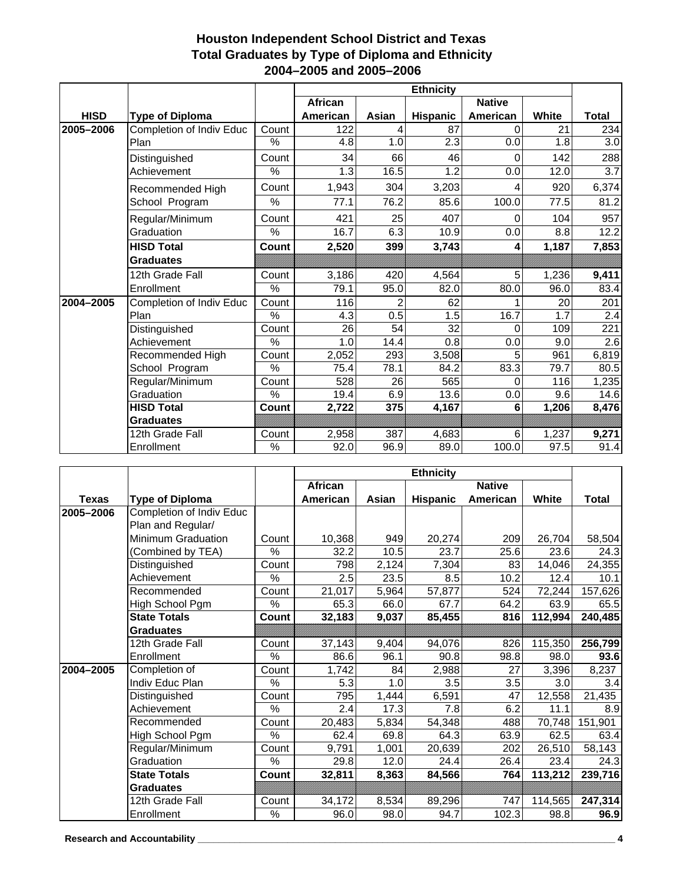# Houston Independent School District and Texas
## Total Graduates by Type of Diploma and Ethnicity
### 2004–2005 and 2005–2006

| | | | Ethnicity | | | | | |
|---|---|---|---|---|---|---|---|---|
| **HISD** | **Type of Diploma** | | **African American** | **Asian** | **Hispanic** | **Native American** | **White** | **Total** |
| **2005–2006** | Completion of Indiv Educ Plan | Count | 122 | 4 | 87 | 0 | 21 | 234 |
| | | % | 4.8 | 1.0 | 2.3 | 0.0 | 1.8 | 3.0 |
| | Distinguished Achievement | Count | 34 | 66 | 46 | 0 | 142 | 288 |
| | | % | 1.3 | 16.5 | 1.2 | 0.0 | 12.0 | 3.7 |
| | Recommended High School Program | Count | 1,943 | 304 | 3,203 | 4 | 920 | 6,374 |
| | | % | 77.1 | 76.2 | 85.6 | 100.0 | 77.5 | 81.2 |
| | Regular/Minimum Graduation | Count | 421 | 25 | 407 | 0 | 104 | 957 |
| | | % | 16.7 | 6.3 | 10.9 | 0.0 | 8.8 | 12.2 |
| | **HISD Total Graduates** | **Count** | **2,520** | **399** | **3,743** | **4** | **1,187** | **7,853** |
| | 12th Grade Fall Enrollment | Count | 3,186 | 420 | 4,564 | 5 | 1,236 | **9,411** |
| | | % | 79.1 | 95.0 | 82.0 | 80.0 | 96.0 | 83.4 |
| **2004–2005** | Completion of Indiv Educ Plan | Count | 116 | 2 | 62 | 1 | 20 | 201 |
| | | % | 4.3 | 0.5 | 1.5 | 16.7 | 1.7 | 2.4 |
| | Distinguished Achievement | Count | 26 | 54 | 32 | 0 | 109 | 221 |
| | | % | 1.0 | 14.4 | 0.8 | 0.0 | 9.0 | 2.6 |
| | Recommended High School Program | Count | 2,052 | 293 | 3,508 | 5 | 961 | 6,819 |
| | | % | 75.4 | 78.1 | 84.2 | 83.3 | 79.7 | 80.5 |
| | Regular/Minimum Graduation | Count | 528 | 26 | 565 | 0 | 116 | 1,235 |
| | | % | 19.4 | 6.9 | 13.6 | 0.0 | 9.6 | 14.6 |
| | **HISD Total Graduates** | **Count** | **2,722** | **375** | **4,167** | **6** | **1,206** | **8,476** |
| | 12th Grade Fall Enrollment | Count | 2,958 | 387 | 4,683 | 6 | 1,237 | **9,271** |
| | | % | 92.0 | 96.9 | 89.0 | 100.0 | 97.5 | 91.4 |

| | | | Ethnicity | | | | | |
|---|---|---|---|---|---|---|---|---|
| **Texas** | **Type of Diploma** | | **African American** | **Asian** | **Hispanic** | **Native American** | **White** | **Total** |
| **2005–2006** | Completion of Indiv Educ Plan and Regular/ Minimum Graduation (Combined by TEA) | Count | 10,368 | 949 | 20,274 | 209 | 26,704 | 58,504 |
| | | % | 32.2 | 10.5 | 23.7 | 25.6 | 23.6 | 24.3 |
| | Distinguished Achievement | Count | 798 | 2,124 | 7,304 | 83 | 14,046 | 24,355 |
| | | % | 2.5 | 23.5 | 8.5 | 10.2 | 12.4 | 10.1 |
| | Recommended High School Pgm | Count | 21,017 | 5,964 | 57,877 | 524 | 72,244 | 157,626 |
| | | % | 65.3 | 66.0 | 67.7 | 64.2 | 63.9 | 65.5 |
| | **State Totals Graduates** | **Count** | **32,183** | **9,037** | **85,455** | **816** | **112,994** | **240,485** |
| | 12th Grade Fall Enrollment | Count | 37,143 | 9,404 | 94,076 | 826 | 115,350 | **256,799** |
| | | % | 86.6 | 96.1 | 90.8 | 98.8 | 98.0 | **93.6** |
| **2004–2005** | Completion of Indiv Educ Plan | Count | 1,742 | 84 | 2,988 | 27 | 3,396 | 8,237 |
| | | % | 5.3 | 1.0 | 3.5 | 3.5 | 3.0 | 3.4 |
| | Distinguished Achievement | Count | 795 | 1,444 | 6,591 | 47 | 12,558 | 21,435 |
| | | % | 2.4 | 17.3 | 7.8 | 6.2 | 11.1 | 8.9 |
| | Recommended High School Pgm | Count | 20,483 | 5,834 | 54,348 | 488 | 70,748 | 151,901 |
| | | % | 62.4 | 69.8 | 64.3 | 63.9 | 62.5 | 63.4 |
| | Regular/Minimum Graduation | Count | 9,791 | 1,001 | 20,639 | 202 | 26,510 | 58,143 |
| | | % | 29.8 | 12.0 | 24.4 | 26.4 | 23.4 | 24.3 |
| | **State Totals Graduates** | **Count** | **32,811** | **8,363** | **84,566** | **764** | **113,212** | **239,716** |
| | 12th Grade Fall Enrollment | Count | 34,172 | 8,534 | 89,296 | 747 | 114,565 | **247,314** |
| | | % | 96.0 | 98.0 | 94.7 | 102.3 | 98.8 | **96.9** |